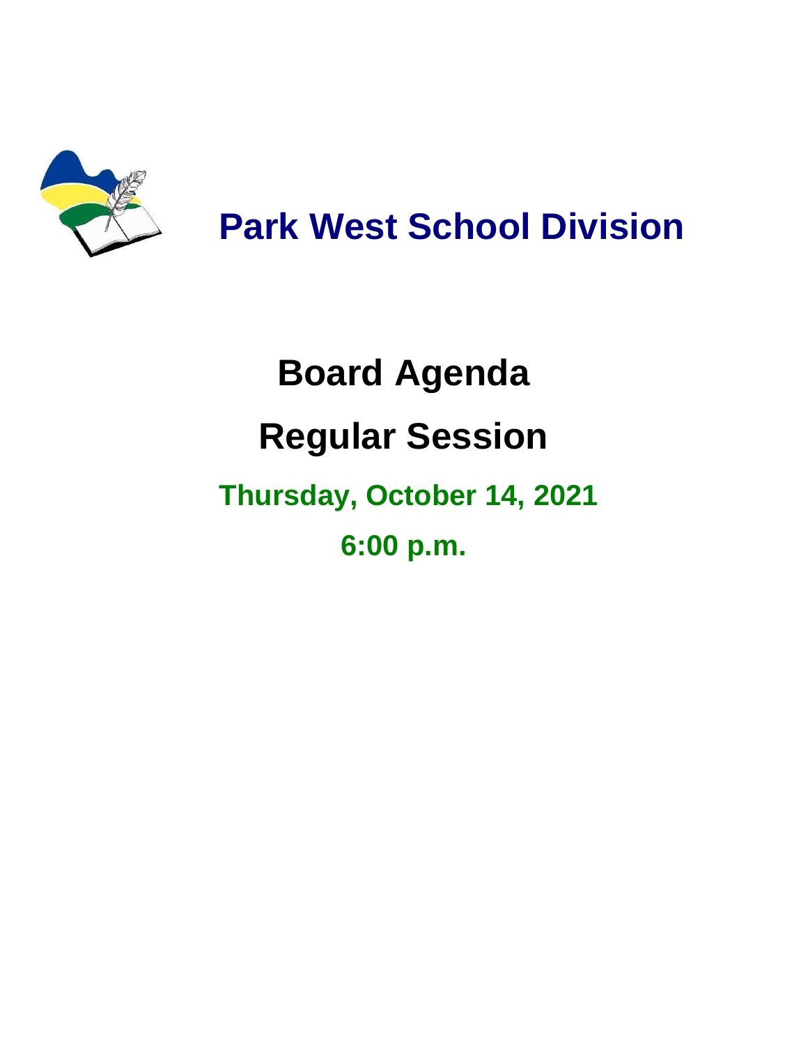# Park West School Division

# Board Agenda

# Regular Session

## Thursday, October 14, 2021

## 6:00 p.m.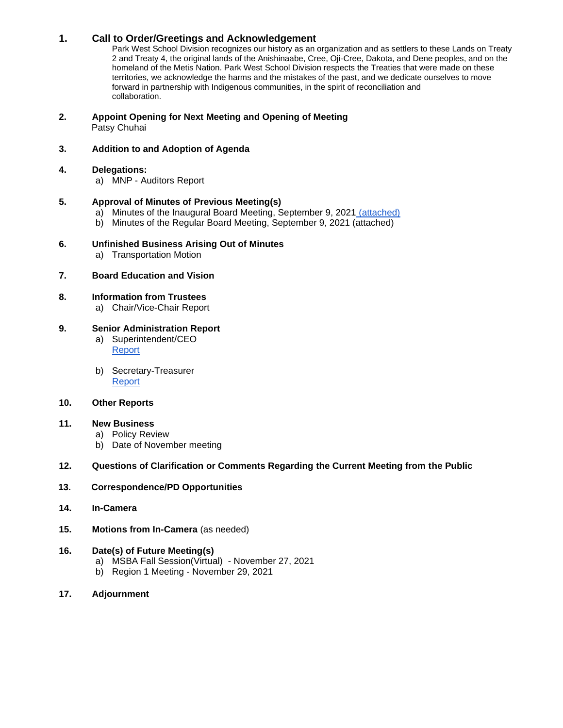1. **Call to Order/Greetings and Acknowledgement**

   Park West School Division recognizes our history as an organization and as settlers to these Lands on Treaty 2 and Treaty 4, the original lands of the Anishinaabe, Cree, Oji-Cree, Dakota, and Dene peoples, and on the homeland of the Metis Nation. Park West School Division respects the Treaties that were made on these territories, we acknowledge the harms and the mistakes of the past, and we dedicate ourselves to move forward in partnership with Indigenous communities, in the spirit of reconciliation and collaboration.

2. **Appoint Opening for Next Meeting and Opening of Meeting**

   Patsy Chuhai

3. **Addition to and Adoption of Agenda**

4. **Delegations:**
   a) MNP - Auditors Report

5. **Approval of Minutes of Previous Meeting(s)**
   a) Minutes of the Inaugural Board Meeting, September 9, 2021 (attached)
   b) Minutes of the Regular Board Meeting, September 9, 2021 (attached)

6. **Unfinished Business Arising Out of Minutes**
   a) Transportation Motion

7. **Board Education and Vision**

8. **Information from Trustees**
   a) Chair/Vice-Chair Report

9. **Senior Administration Report**
   a) Superintendent/CEO
      Report

   b) Secretary-Treasurer
      Report

10. **Other Reports**

11. **New Business**
    a) Policy Review
    b) Date of November meeting

12. **Questions of Clarification or Comments Regarding the Current Meeting from the Public**

13. **Correspondence/PD Opportunities**

14. **In-Camera**

15. **Motions from In-Camera** (as needed)

16. **Date(s) of Future Meeting(s)**
    a) MSBA Fall Session(Virtual) - November 27, 2021
    b) Region 1 Meeting - November 29, 2021

17. **Adjournment**